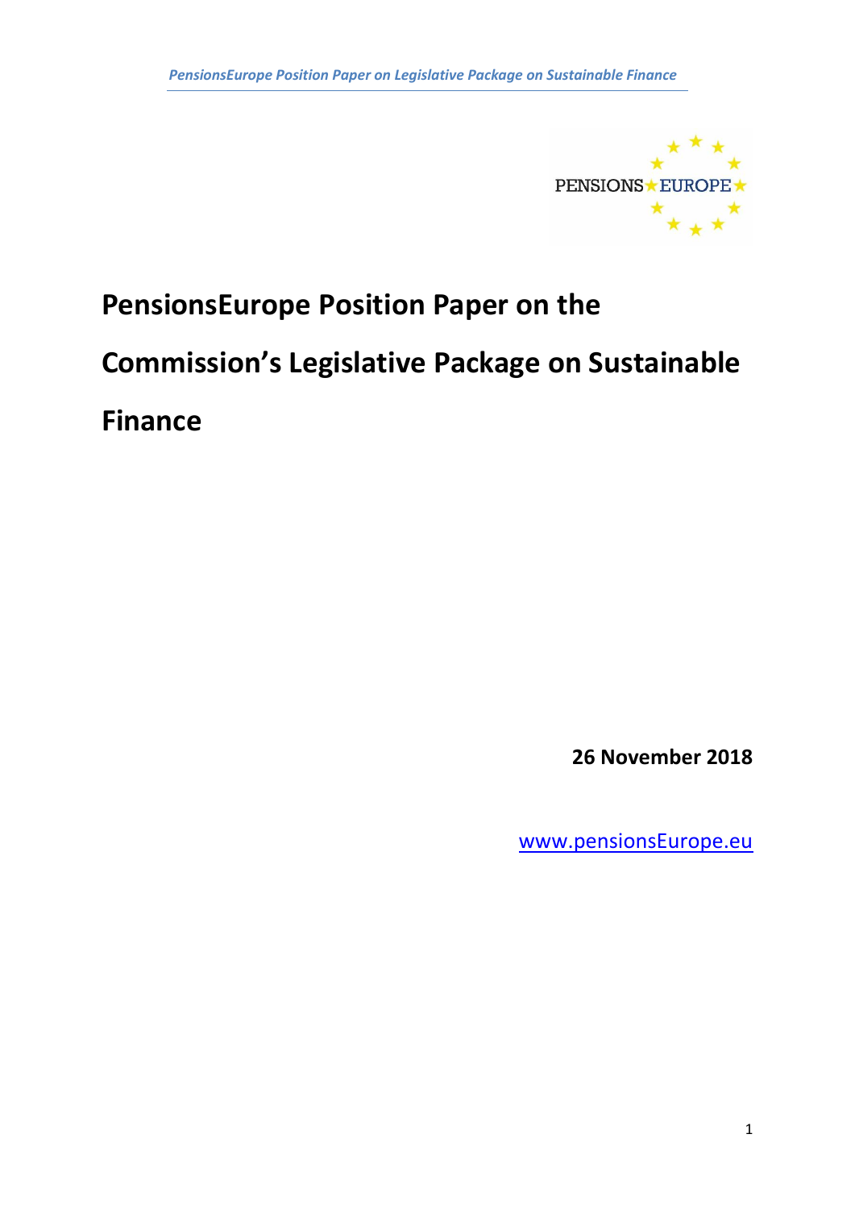# PensionsEurope Position Paper on the Commission's Legislative Package on Sustainable Finance

**26 November 2018**

www.pensionsEurope.eu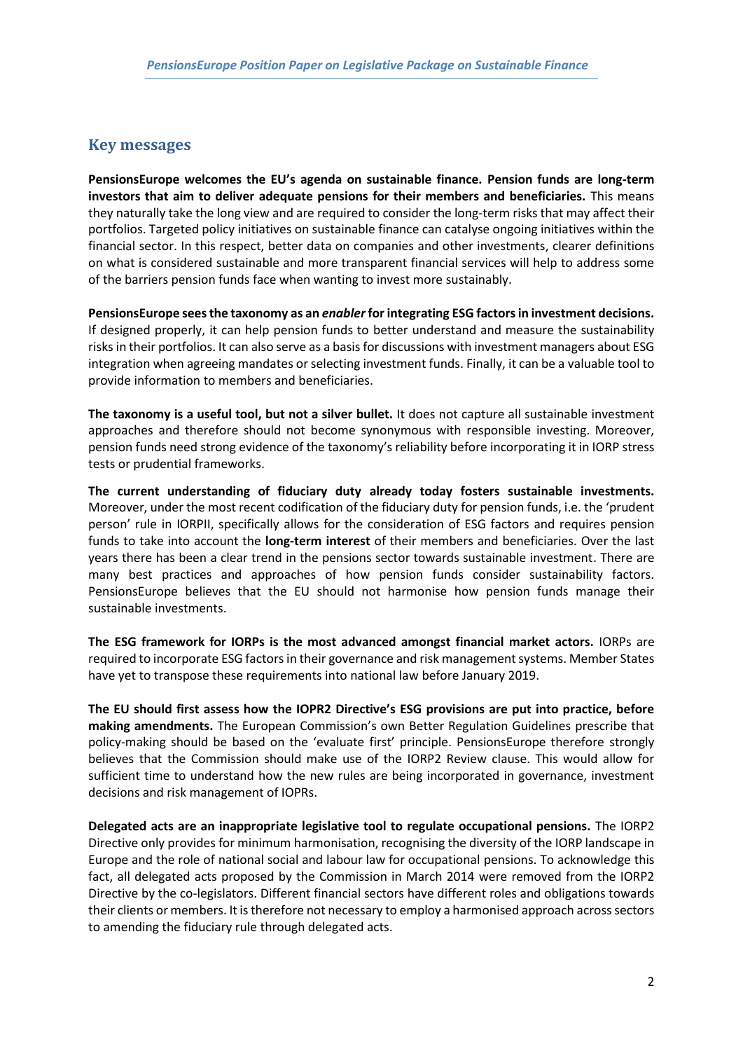## Key messages

**PensionsEurope welcomes the EU's agenda on sustainable finance. Pension funds are long-term investors that aim to deliver adequate pensions for their members and beneficiaries.** This means they naturally take the long view and are required to consider the long-term risks that may affect their portfolios. Targeted policy initiatives on sustainable finance can catalyse ongoing initiatives within the financial sector. In this respect, better data on companies and other investments, clearer definitions on what is considered sustainable and more transparent financial services will help to address some of the barriers pension funds face when wanting to invest more sustainably.

**PensionsEurope sees the taxonomy as an *enabler* for integrating ESG factors in investment decisions.** If designed properly, it can help pension funds to better understand and measure the sustainability risks in their portfolios. It can also serve as a basis for discussions with investment managers about ESG integration when agreeing mandates or selecting investment funds. Finally, it can be a valuable tool to provide information to members and beneficiaries.

**The taxonomy is a useful tool, but not a silver bullet.** It does not capture all sustainable investment approaches and therefore should not become synonymous with responsible investing. Moreover, pension funds need strong evidence of the taxonomy's reliability before incorporating it in IORP stress tests or prudential frameworks.

**The current understanding of fiduciary duty already today fosters sustainable investments.** Moreover, under the most recent codification of the fiduciary duty for pension funds, i.e. the 'prudent person' rule in IORPII, specifically allows for the consideration of ESG factors and requires pension funds to take into account the **long-term interest** of their members and beneficiaries. Over the last years there has been a clear trend in the pensions sector towards sustainable investment. There are many best practices and approaches of how pension funds consider sustainability factors. PensionsEurope believes that the EU should not harmonise how pension funds manage their sustainable investments.

**The ESG framework for IORPs is the most advanced amongst financial market actors.** IORPs are required to incorporate ESG factors in their governance and risk management systems. Member States have yet to transpose these requirements into national law before January 2019.

**The EU should first assess how the IOPR2 Directive's ESG provisions are put into practice, before making amendments.** The European Commission's own Better Regulation Guidelines prescribe that policy-making should be based on the 'evaluate first' principle. PensionsEurope therefore strongly believes that the Commission should make use of the IORP2 Review clause. This would allow for sufficient time to understand how the new rules are being incorporated in governance, investment decisions and risk management of IOPRs.

**Delegated acts are an inappropriate legislative tool to regulate occupational pensions.** The IORP2 Directive only provides for minimum harmonisation, recognising the diversity of the IORP landscape in Europe and the role of national social and labour law for occupational pensions. To acknowledge this fact, all delegated acts proposed by the Commission in March 2014 were removed from the IORP2 Directive by the co-legislators. Different financial sectors have different roles and obligations towards their clients or members. It is therefore not necessary to employ a harmonised approach across sectors to amending the fiduciary rule through delegated acts.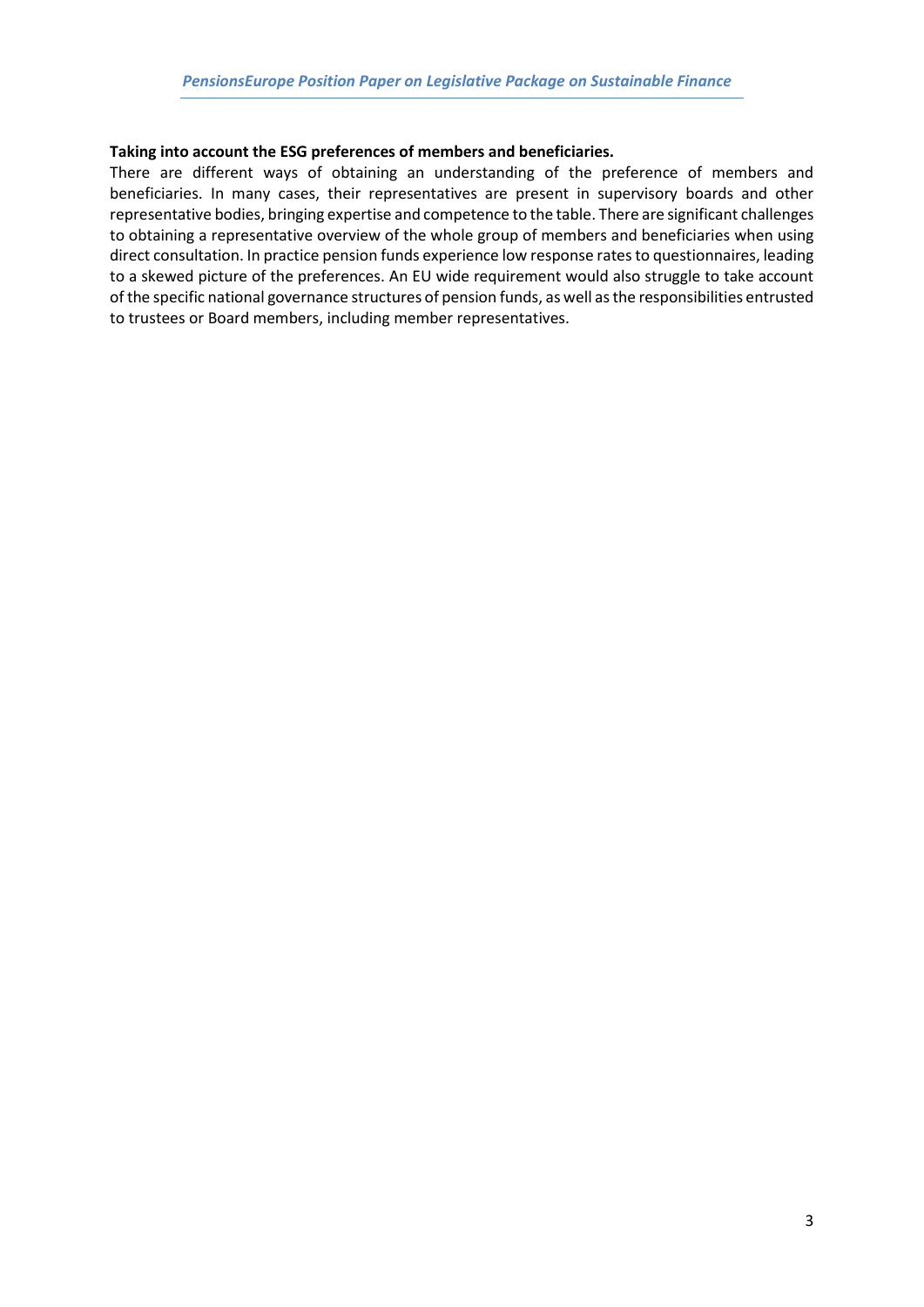**Taking into account the ESG preferences of members and beneficiaries.**

There are different ways of obtaining an understanding of the preference of members and beneficiaries. In many cases, their representatives are present in supervisory boards and other representative bodies, bringing expertise and competence to the table. There are significant challenges to obtaining a representative overview of the whole group of members and beneficiaries when using direct consultation. In practice pension funds experience low response rates to questionnaires, leading to a skewed picture of the preferences. An EU wide requirement would also struggle to take account of the specific national governance structures of pension funds, as well as the responsibilities entrusted to trustees or Board members, including member representatives.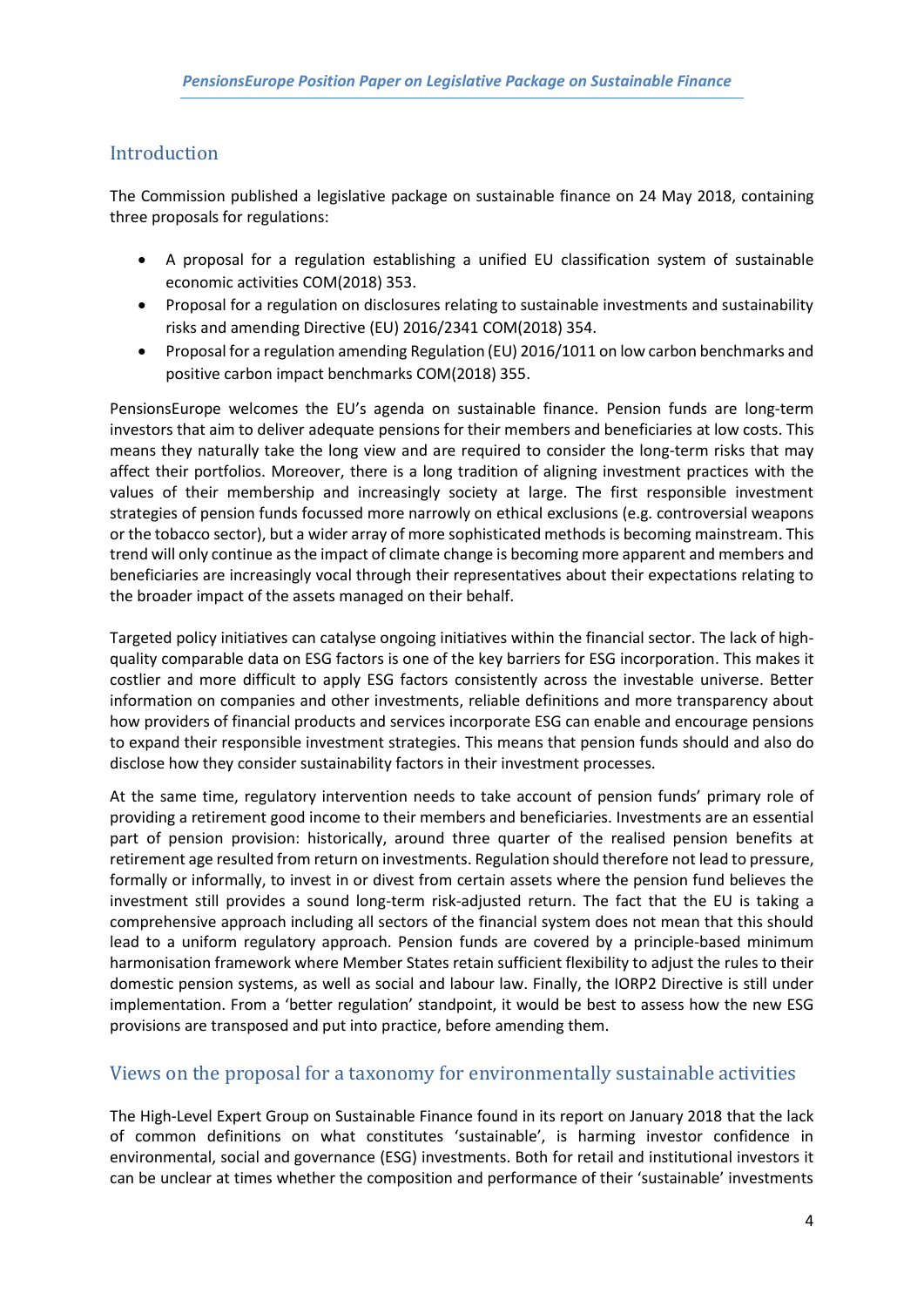## Introduction

The Commission published a legislative package on sustainable finance on 24 May 2018, containing three proposals for regulations:

- A proposal for a regulation establishing a unified EU classification system of sustainable economic activities COM(2018) 353.
- Proposal for a regulation on disclosures relating to sustainable investments and sustainability risks and amending Directive (EU) 2016/2341 COM(2018) 354.
- Proposal for a regulation amending Regulation (EU) 2016/1011 on low carbon benchmarks and positive carbon impact benchmarks COM(2018) 355.

PensionsEurope welcomes the EU's agenda on sustainable finance. Pension funds are long-term investors that aim to deliver adequate pensions for their members and beneficiaries at low costs. This means they naturally take the long view and are required to consider the long-term risks that may affect their portfolios. Moreover, there is a long tradition of aligning investment practices with the values of their membership and increasingly society at large. The first responsible investment strategies of pension funds focussed more narrowly on ethical exclusions (e.g. controversial weapons or the tobacco sector), but a wider array of more sophisticated methods is becoming mainstream. This trend will only continue as the impact of climate change is becoming more apparent and members and beneficiaries are increasingly vocal through their representatives about their expectations relating to the broader impact of the assets managed on their behalf.

Targeted policy initiatives can catalyse ongoing initiatives within the financial sector. The lack of high-quality comparable data on ESG factors is one of the key barriers for ESG incorporation. This makes it costlier and more difficult to apply ESG factors consistently across the investable universe. Better information on companies and other investments, reliable definitions and more transparency about how providers of financial products and services incorporate ESG can enable and encourage pensions to expand their responsible investment strategies. This means that pension funds should and also do disclose how they consider sustainability factors in their investment processes.

At the same time, regulatory intervention needs to take account of pension funds' primary role of providing a retirement good income to their members and beneficiaries. Investments are an essential part of pension provision: historically, around three quarter of the realised pension benefits at retirement age resulted from return on investments. Regulation should therefore not lead to pressure, formally or informally, to invest in or divest from certain assets where the pension fund believes the investment still provides a sound long-term risk-adjusted return. The fact that the EU is taking a comprehensive approach including all sectors of the financial system does not mean that this should lead to a uniform regulatory approach. Pension funds are covered by a principle-based minimum harmonisation framework where Member States retain sufficient flexibility to adjust the rules to their domestic pension systems, as well as social and labour law. Finally, the IORP2 Directive is still under implementation. From a 'better regulation' standpoint, it would be best to assess how the new ESG provisions are transposed and put into practice, before amending them.

## Views on the proposal for a taxonomy for environmentally sustainable activities

The High-Level Expert Group on Sustainable Finance found in its report on January 2018 that the lack of common definitions on what constitutes 'sustainable', is harming investor confidence in environmental, social and governance (ESG) investments. Both for retail and institutional investors it can be unclear at times whether the composition and performance of their 'sustainable' investments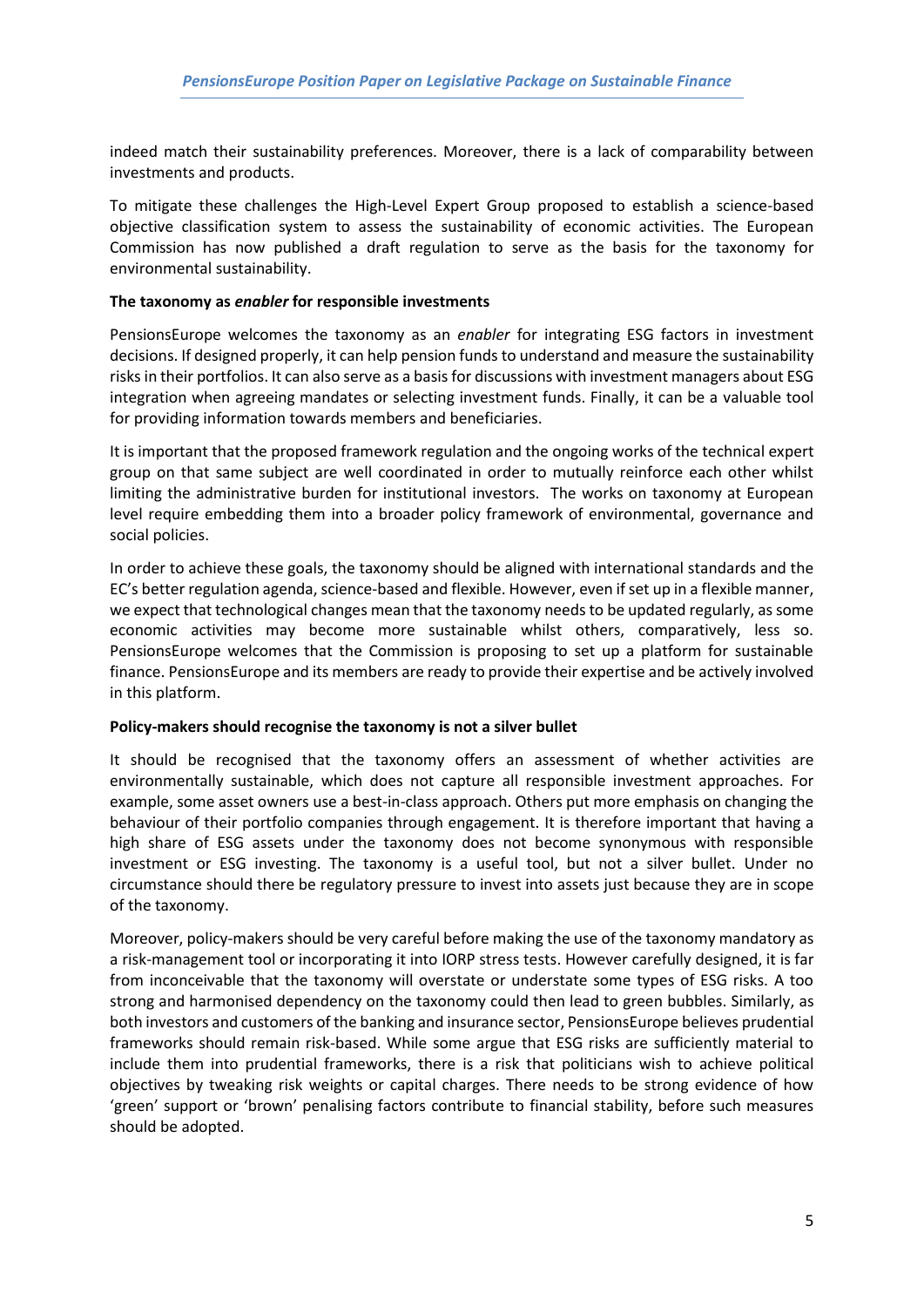indeed match their sustainability preferences. Moreover, there is a lack of comparability between investments and products.

To mitigate these challenges the High-Level Expert Group proposed to establish a science-based objective classification system to assess the sustainability of economic activities. The European Commission has now published a draft regulation to serve as the basis for the taxonomy for environmental sustainability.

**The taxonomy as *enabler* for responsible investments**

PensionsEurope welcomes the taxonomy as an *enabler* for integrating ESG factors in investment decisions. If designed properly, it can help pension funds to understand and measure the sustainability risks in their portfolios. It can also serve as a basis for discussions with investment managers about ESG integration when agreeing mandates or selecting investment funds. Finally, it can be a valuable tool for providing information towards members and beneficiaries.

It is important that the proposed framework regulation and the ongoing works of the technical expert group on that same subject are well coordinated in order to mutually reinforce each other whilst limiting the administrative burden for institutional investors. The works on taxonomy at European level require embedding them into a broader policy framework of environmental, governance and social policies.

In order to achieve these goals, the taxonomy should be aligned with international standards and the EC's better regulation agenda, science-based and flexible. However, even if set up in a flexible manner, we expect that technological changes mean that the taxonomy needs to be updated regularly, as some economic activities may become more sustainable whilst others, comparatively, less so. PensionsEurope welcomes that the Commission is proposing to set up a platform for sustainable finance. PensionsEurope and its members are ready to provide their expertise and be actively involved in this platform.

**Policy-makers should recognise the taxonomy is not a silver bullet**

It should be recognised that the taxonomy offers an assessment of whether activities are environmentally sustainable, which does not capture all responsible investment approaches. For example, some asset owners use a best-in-class approach. Others put more emphasis on changing the behaviour of their portfolio companies through engagement. It is therefore important that having a high share of ESG assets under the taxonomy does not become synonymous with responsible investment or ESG investing. The taxonomy is a useful tool, but not a silver bullet. Under no circumstance should there be regulatory pressure to invest into assets just because they are in scope of the taxonomy.

Moreover, policy-makers should be very careful before making the use of the taxonomy mandatory as a risk-management tool or incorporating it into IORP stress tests. However carefully designed, it is far from inconceivable that the taxonomy will overstate or understate some types of ESG risks. A too strong and harmonised dependency on the taxonomy could then lead to green bubbles. Similarly, as both investors and customers of the banking and insurance sector, PensionsEurope believes prudential frameworks should remain risk-based. While some argue that ESG risks are sufficiently material to include them into prudential frameworks, there is a risk that politicians wish to achieve political objectives by tweaking risk weights or capital charges. There needs to be strong evidence of how 'green' support or 'brown' penalising factors contribute to financial stability, before such measures should be adopted.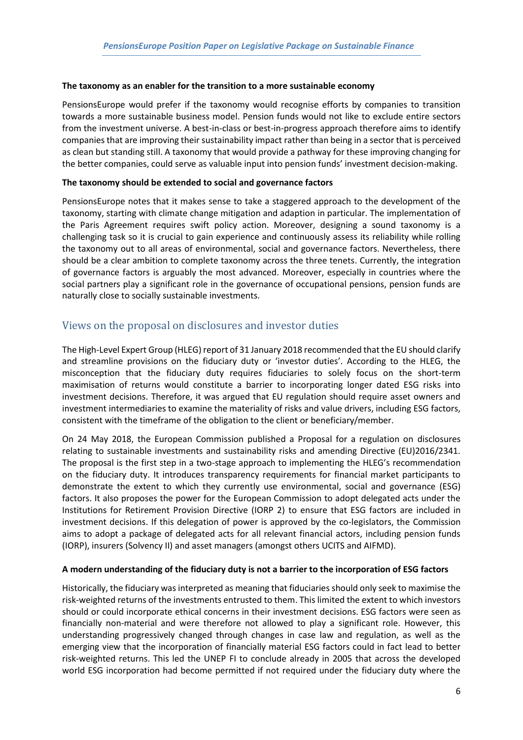**The taxonomy as an enabler for the transition to a more sustainable economy**

PensionsEurope would prefer if the taxonomy would recognise efforts by companies to transition towards a more sustainable business model. Pension funds would not like to exclude entire sectors from the investment universe. A best-in-class or best-in-progress approach therefore aims to identify companies that are improving their sustainability impact rather than being in a sector that is perceived as clean but standing still. A taxonomy that would provide a pathway for these improving changing for the better companies, could serve as valuable input into pension funds' investment decision-making.

**The taxonomy should be extended to social and governance factors**

PensionsEurope notes that it makes sense to take a staggered approach to the development of the taxonomy, starting with climate change mitigation and adaption in particular. The implementation of the Paris Agreement requires swift policy action. Moreover, designing a sound taxonomy is a challenging task so it is crucial to gain experience and continuously assess its reliability while rolling the taxonomy out to all areas of environmental, social and governance factors. Nevertheless, there should be a clear ambition to complete taxonomy across the three tenets. Currently, the integration of governance factors is arguably the most advanced. Moreover, especially in countries where the social partners play a significant role in the governance of occupational pensions, pension funds are naturally close to socially sustainable investments.

## Views on the proposal on disclosures and investor duties

The High-Level Expert Group (HLEG) report of 31 January 2018 recommended that the EU should clarify and streamline provisions on the fiduciary duty or 'investor duties'. According to the HLEG, the misconception that the fiduciary duty requires fiduciaries to solely focus on the short-term maximisation of returns would constitute a barrier to incorporating longer dated ESG risks into investment decisions. Therefore, it was argued that EU regulation should require asset owners and investment intermediaries to examine the materiality of risks and value drivers, including ESG factors, consistent with the timeframe of the obligation to the client or beneficiary/member.

On 24 May 2018, the European Commission published a Proposal for a regulation on disclosures relating to sustainable investments and sustainability risks and amending Directive (EU)2016/2341. The proposal is the first step in a two-stage approach to implementing the HLEG's recommendation on the fiduciary duty. It introduces transparency requirements for financial market participants to demonstrate the extent to which they currently use environmental, social and governance (ESG) factors. It also proposes the power for the European Commission to adopt delegated acts under the Institutions for Retirement Provision Directive (IORP 2) to ensure that ESG factors are included in investment decisions. If this delegation of power is approved by the co-legislators, the Commission aims to adopt a package of delegated acts for all relevant financial actors, including pension funds (IORP), insurers (Solvency II) and asset managers (amongst others UCITS and AIFMD).

**A modern understanding of the fiduciary duty is not a barrier to the incorporation of ESG factors**

Historically, the fiduciary was interpreted as meaning that fiduciaries should only seek to maximise the risk-weighted returns of the investments entrusted to them. This limited the extent to which investors should or could incorporate ethical concerns in their investment decisions. ESG factors were seen as financially non-material and were therefore not allowed to play a significant role. However, this understanding progressively changed through changes in case law and regulation, as well as the emerging view that the incorporation of financially material ESG factors could in fact lead to better risk-weighted returns. This led the UNEP FI to conclude already in 2005 that across the developed world ESG incorporation had become permitted if not required under the fiduciary duty where the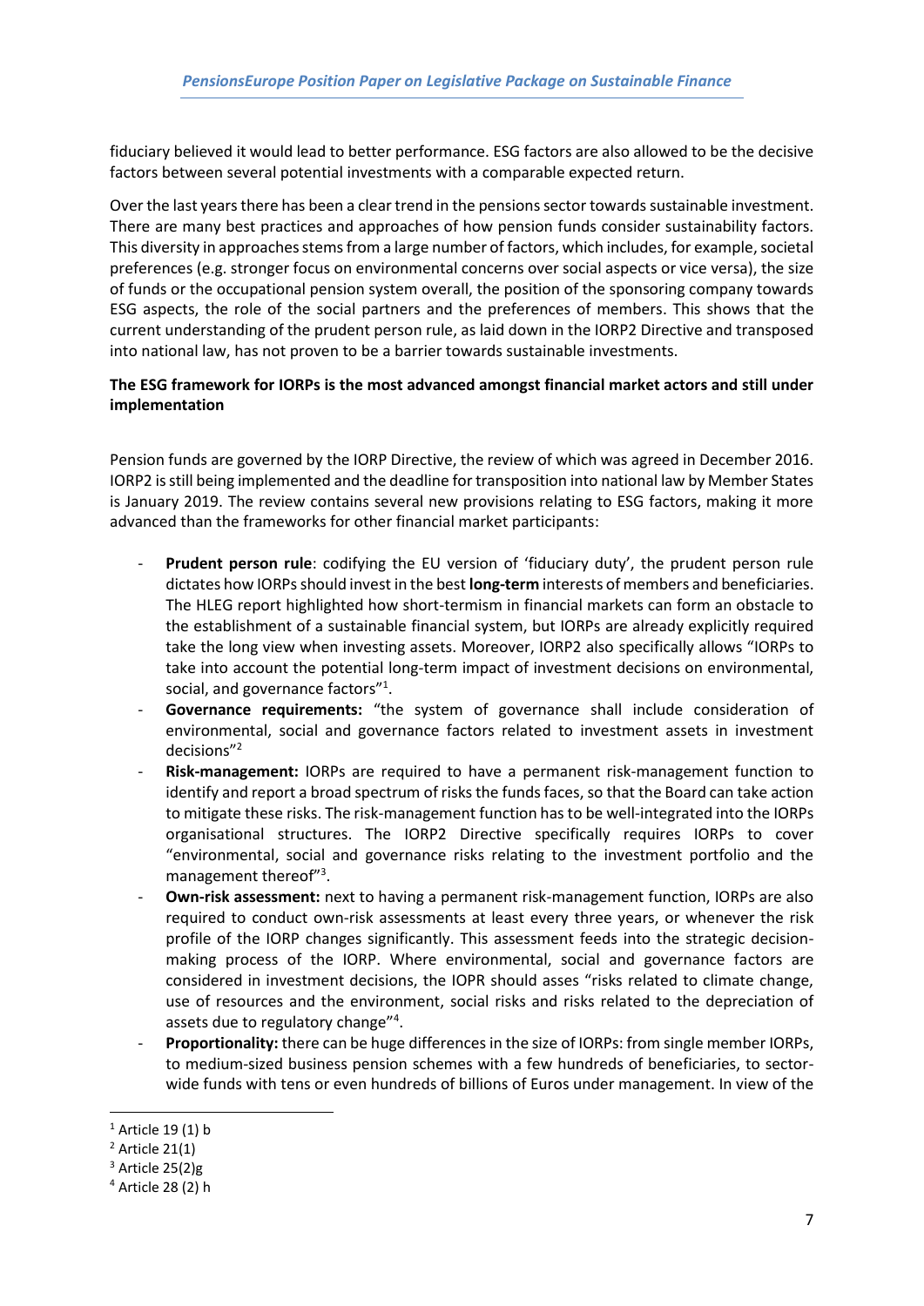fiduciary believed it would lead to better performance. ESG factors are also allowed to be the decisive factors between several potential investments with a comparable expected return.

Over the last years there has been a clear trend in the pensions sector towards sustainable investment. There are many best practices and approaches of how pension funds consider sustainability factors. This diversity in approaches stems from a large number of factors, which includes, for example, societal preferences (e.g. stronger focus on environmental concerns over social aspects or vice versa), the size of funds or the occupational pension system overall, the position of the sponsoring company towards ESG aspects, the role of the social partners and the preferences of members. This shows that the current understanding of the prudent person rule, as laid down in the IORP2 Directive and transposed into national law, has not proven to be a barrier towards sustainable investments.

**The ESG framework for IORPs is the most advanced amongst financial market actors and still under implementation**

Pension funds are governed by the IORP Directive, the review of which was agreed in December 2016. IORP2 is still being implemented and the deadline for transposition into national law by Member States is January 2019. The review contains several new provisions relating to ESG factors, making it more advanced than the frameworks for other financial market participants:

- **Prudent person rule**: codifying the EU version of 'fiduciary duty', the prudent person rule dictates how IORPs should invest in the best **long-term** interests of members and beneficiaries. The HLEG report highlighted how short-termism in financial markets can form an obstacle to the establishment of a sustainable financial system, but IORPs are already explicitly required take the long view when investing assets. Moreover, IORP2 also specifically allows "IORPs to take into account the potential long-term impact of investment decisions on environmental, social, and governance factors"[1].
- **Governance requirements:** "the system of governance shall include consideration of environmental, social and governance factors related to investment assets in investment decisions"[2]
- **Risk-management:** IORPs are required to have a permanent risk-management function to identify and report a broad spectrum of risks the funds faces, so that the Board can take action to mitigate these risks. The risk-management function has to be well-integrated into the IORPs organisational structures. The IORP2 Directive specifically requires IORPs to cover "environmental, social and governance risks relating to the investment portfolio and the management thereof"[3].
- **Own-risk assessment:** next to having a permanent risk-management function, IORPs are also required to conduct own-risk assessments at least every three years, or whenever the risk profile of the IORP changes significantly. This assessment feeds into the strategic decision-making process of the IORP. Where environmental, social and governance factors are considered in investment decisions, the IOPR should asses "risks related to climate change, use of resources and the environment, social risks and risks related to the depreciation of assets due to regulatory change"[4].
- **Proportionality:** there can be huge differences in the size of IORPs: from single member IORPs, to medium-sized business pension schemes with a few hundreds of beneficiaries, to sector-wide funds with tens or even hundreds of billions of Euros under management. In view of the

[1] Article 19 (1) b

[2] Article 21(1)

[3] Article 25(2)g

[4] Article 28 (2) h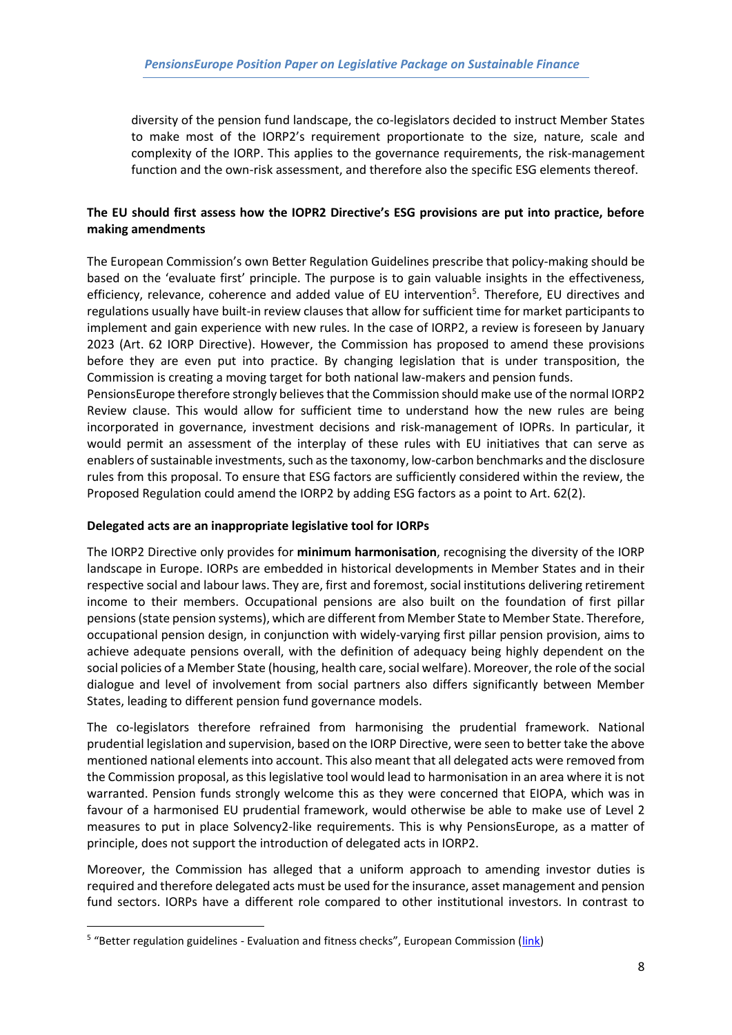diversity of the pension fund landscape, the co-legislators decided to instruct Member States to make most of the IORP2's requirement proportionate to the size, nature, scale and complexity of the IORP. This applies to the governance requirements, the risk-management function and the own-risk assessment, and therefore also the specific ESG elements thereof.

**The EU should first assess how the IOPR2 Directive's ESG provisions are put into practice, before making amendments**

The European Commission's own Better Regulation Guidelines prescribe that policy-making should be based on the 'evaluate first' principle. The purpose is to gain valuable insights in the effectiveness, efficiency, relevance, coherence and added value of EU intervention[5]. Therefore, EU directives and regulations usually have built-in review clauses that allow for sufficient time for market participants to implement and gain experience with new rules. In the case of IORP2, a review is foreseen by January 2023 (Art. 62 IORP Directive). However, the Commission has proposed to amend these provisions before they are even put into practice. By changing legislation that is under transposition, the Commission is creating a moving target for both national law-makers and pension funds.

PensionsEurope therefore strongly believes that the Commission should make use of the normal IORP2 Review clause. This would allow for sufficient time to understand how the new rules are being incorporated in governance, investment decisions and risk-management of IOPRs. In particular, it would permit an assessment of the interplay of these rules with EU initiatives that can serve as enablers of sustainable investments, such as the taxonomy, low-carbon benchmarks and the disclosure rules from this proposal. To ensure that ESG factors are sufficiently considered within the review, the Proposed Regulation could amend the IORP2 by adding ESG factors as a point to Art. 62(2).

**Delegated acts are an inappropriate legislative tool for IORPs**

The IORP2 Directive only provides for **minimum harmonisation**, recognising the diversity of the IORP landscape in Europe. IORPs are embedded in historical developments in Member States and in their respective social and labour laws. They are, first and foremost, social institutions delivering retirement income to their members. Occupational pensions are also built on the foundation of first pillar pensions (state pension systems), which are different from Member State to Member State. Therefore, occupational pension design, in conjunction with widely-varying first pillar pension provision, aims to achieve adequate pensions overall, with the definition of adequacy being highly dependent on the social policies of a Member State (housing, health care, social welfare). Moreover, the role of the social dialogue and level of involvement from social partners also differs significantly between Member States, leading to different pension fund governance models.

The co-legislators therefore refrained from harmonising the prudential framework. National prudential legislation and supervision, based on the IORP Directive, were seen to better take the above mentioned national elements into account. This also meant that all delegated acts were removed from the Commission proposal, as this legislative tool would lead to harmonisation in an area where it is not warranted. Pension funds strongly welcome this as they were concerned that EIOPA, which was in favour of a harmonised EU prudential framework, would otherwise be able to make use of Level 2 measures to put in place Solvency2-like requirements. This is why PensionsEurope, as a matter of principle, does not support the introduction of delegated acts in IORP2.

Moreover, the Commission has alleged that a uniform approach to amending investor duties is required and therefore delegated acts must be used for the insurance, asset management and pension fund sectors. IORPs have a different role compared to other institutional investors. In contrast to

[5] "Better regulation guidelines - Evaluation and fitness checks", European Commission (link)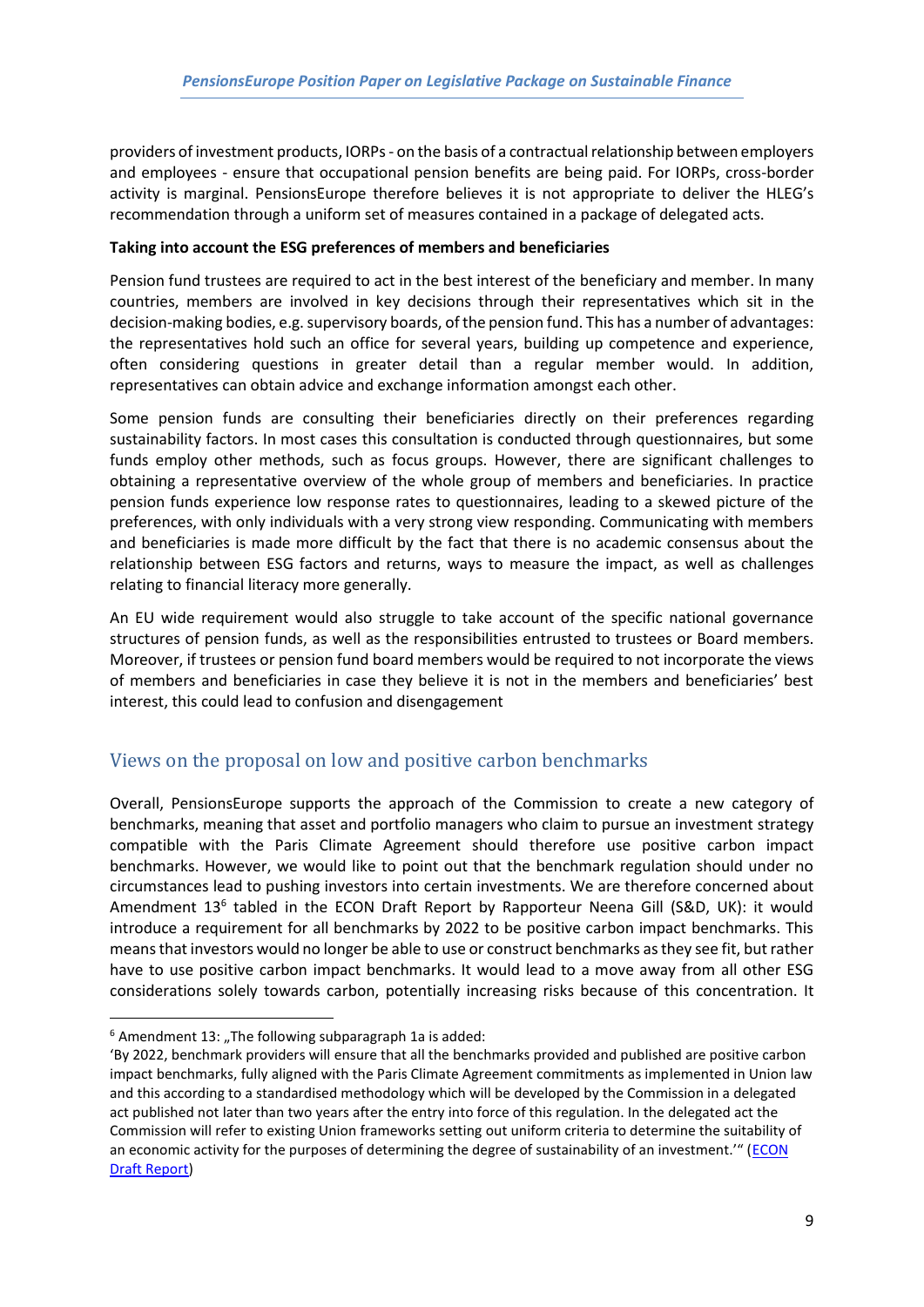providers of investment products, IORPs - on the basis of a contractual relationship between employers and employees - ensure that occupational pension benefits are being paid. For IORPs, cross-border activity is marginal. PensionsEurope therefore believes it is not appropriate to deliver the HLEG's recommendation through a uniform set of measures contained in a package of delegated acts.

**Taking into account the ESG preferences of members and beneficiaries**

Pension fund trustees are required to act in the best interest of the beneficiary and member. In many countries, members are involved in key decisions through their representatives which sit in the decision-making bodies, e.g. supervisory boards, of the pension fund. This has a number of advantages: the representatives hold such an office for several years, building up competence and experience, often considering questions in greater detail than a regular member would. In addition, representatives can obtain advice and exchange information amongst each other.

Some pension funds are consulting their beneficiaries directly on their preferences regarding sustainability factors. In most cases this consultation is conducted through questionnaires, but some funds employ other methods, such as focus groups. However, there are significant challenges to obtaining a representative overview of the whole group of members and beneficiaries. In practice pension funds experience low response rates to questionnaires, leading to a skewed picture of the preferences, with only individuals with a very strong view responding. Communicating with members and beneficiaries is made more difficult by the fact that there is no academic consensus about the relationship between ESG factors and returns, ways to measure the impact, as well as challenges relating to financial literacy more generally.

An EU wide requirement would also struggle to take account of the specific national governance structures of pension funds, as well as the responsibilities entrusted to trustees or Board members. Moreover, if trustees or pension fund board members would be required to not incorporate the views of members and beneficiaries in case they believe it is not in the members and beneficiaries' best interest, this could lead to confusion and disengagement

## Views on the proposal on low and positive carbon benchmarks

Overall, PensionsEurope supports the approach of the Commission to create a new category of benchmarks, meaning that asset and portfolio managers who claim to pursue an investment strategy compatible with the Paris Climate Agreement should therefore use positive carbon impact benchmarks. However, we would like to point out that the benchmark regulation should under no circumstances lead to pushing investors into certain investments. We are therefore concerned about Amendment 13[6] tabled in the ECON Draft Report by Rapporteur Neena Gill (S&D, UK): it would introduce a requirement for all benchmarks by 2022 to be positive carbon impact benchmarks. This means that investors would no longer be able to use or construct benchmarks as they see fit, but rather have to use positive carbon impact benchmarks. It would lead to a move away from all other ESG considerations solely towards carbon, potentially increasing risks because of this concentration. It

---

[6] Amendment 13: „The following subparagraph 1a is added:
'By 2022, benchmark providers will ensure that all the benchmarks provided and published are positive carbon impact benchmarks, fully aligned with the Paris Climate Agreement commitments as implemented in Union law and this according to a standardised methodology which will be developed by the Commission in a delegated act published not later than two years after the entry into force of this regulation. In the delegated act the Commission will refer to existing Union frameworks setting out uniform criteria to determine the suitability of an economic activity for the purposes of determining the degree of sustainability of an investment.'" ([ECON Draft Report](ECON Draft Report))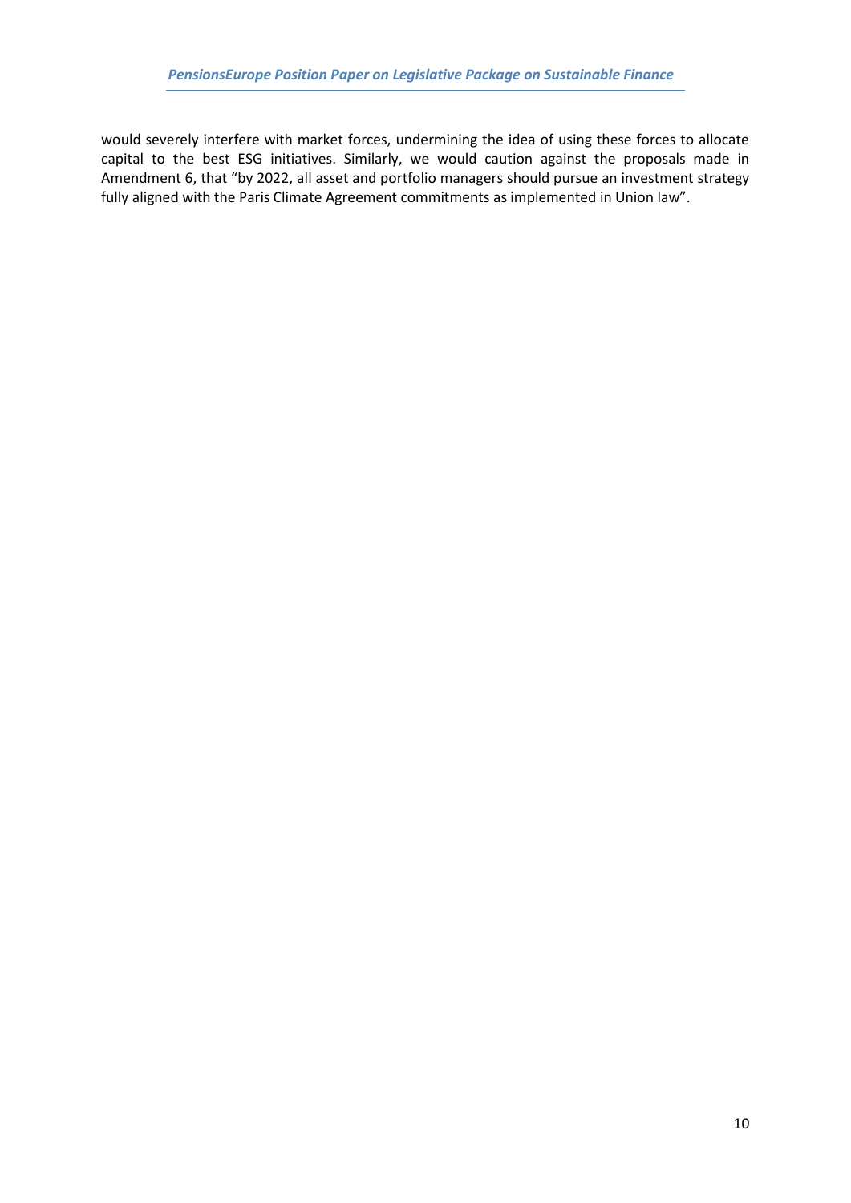would severely interfere with market forces, undermining the idea of using these forces to allocate capital to the best ESG initiatives. Similarly, we would caution against the proposals made in Amendment 6, that "by 2022, all asset and portfolio managers should pursue an investment strategy fully aligned with the Paris Climate Agreement commitments as implemented in Union law".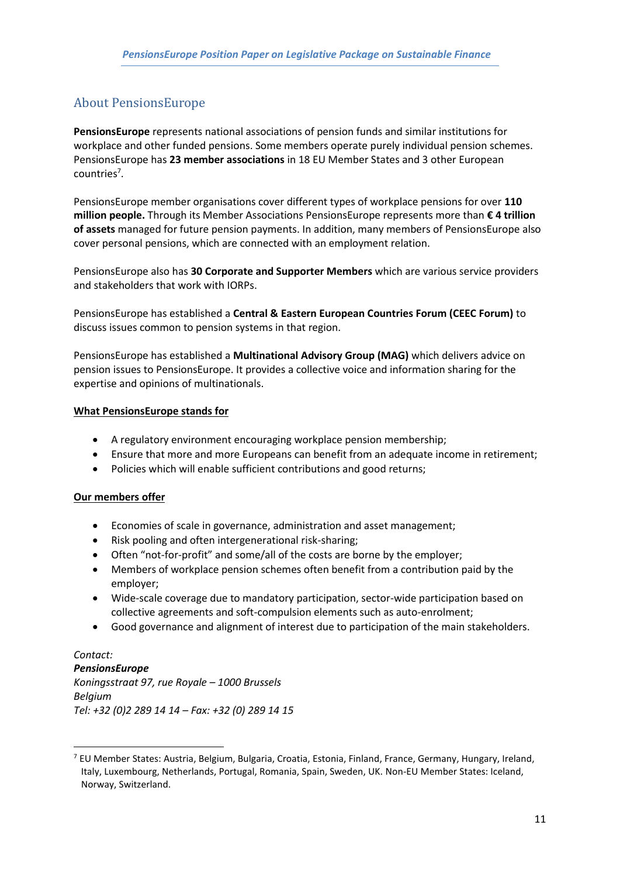## About PensionsEurope

**PensionsEurope** represents national associations of pension funds and similar institutions for workplace and other funded pensions. Some members operate purely individual pension schemes. PensionsEurope has **23 member associations** in 18 EU Member States and 3 other European countries[7].

PensionsEurope member organisations cover different types of workplace pensions for over **110 million people.** Through its Member Associations PensionsEurope represents more than **€ 4 trillion of assets** managed for future pension payments. In addition, many members of PensionsEurope also cover personal pensions, which are connected with an employment relation.

PensionsEurope also has **30 Corporate and Supporter Members** which are various service providers and stakeholders that work with IORPs.

PensionsEurope has established a **Central & Eastern European Countries Forum (CEEC Forum)** to discuss issues common to pension systems in that region.

PensionsEurope has established a **Multinational Advisory Group (MAG)** which delivers advice on pension issues to PensionsEurope. It provides a collective voice and information sharing for the expertise and opinions of multinationals.

**What PensionsEurope stands for**

- A regulatory environment encouraging workplace pension membership;
- Ensure that more and more Europeans can benefit from an adequate income in retirement;
- Policies which will enable sufficient contributions and good returns;

**Our members offer**

- Economies of scale in governance, administration and asset management;
- Risk pooling and often intergenerational risk-sharing;
- Often "not-for-profit" and some/all of the costs are borne by the employer;
- Members of workplace pension schemes often benefit from a contribution paid by the employer;
- Wide-scale coverage due to mandatory participation, sector-wide participation based on collective agreements and soft-compulsion elements such as auto-enrolment;
- Good governance and alignment of interest due to participation of the main stakeholders.

*Contact:*
***PensionsEurope***
*Koningsstraat 97, rue Royale – 1000 Brussels*
*Belgium*
*Tel: +32 (0)2 289 14 14 – Fax: +32 (0) 289 14 15*

[7] EU Member States: Austria, Belgium, Bulgaria, Croatia, Estonia, Finland, France, Germany, Hungary, Ireland, Italy, Luxembourg, Netherlands, Portugal, Romania, Spain, Sweden, UK. Non-EU Member States: Iceland, Norway, Switzerland.